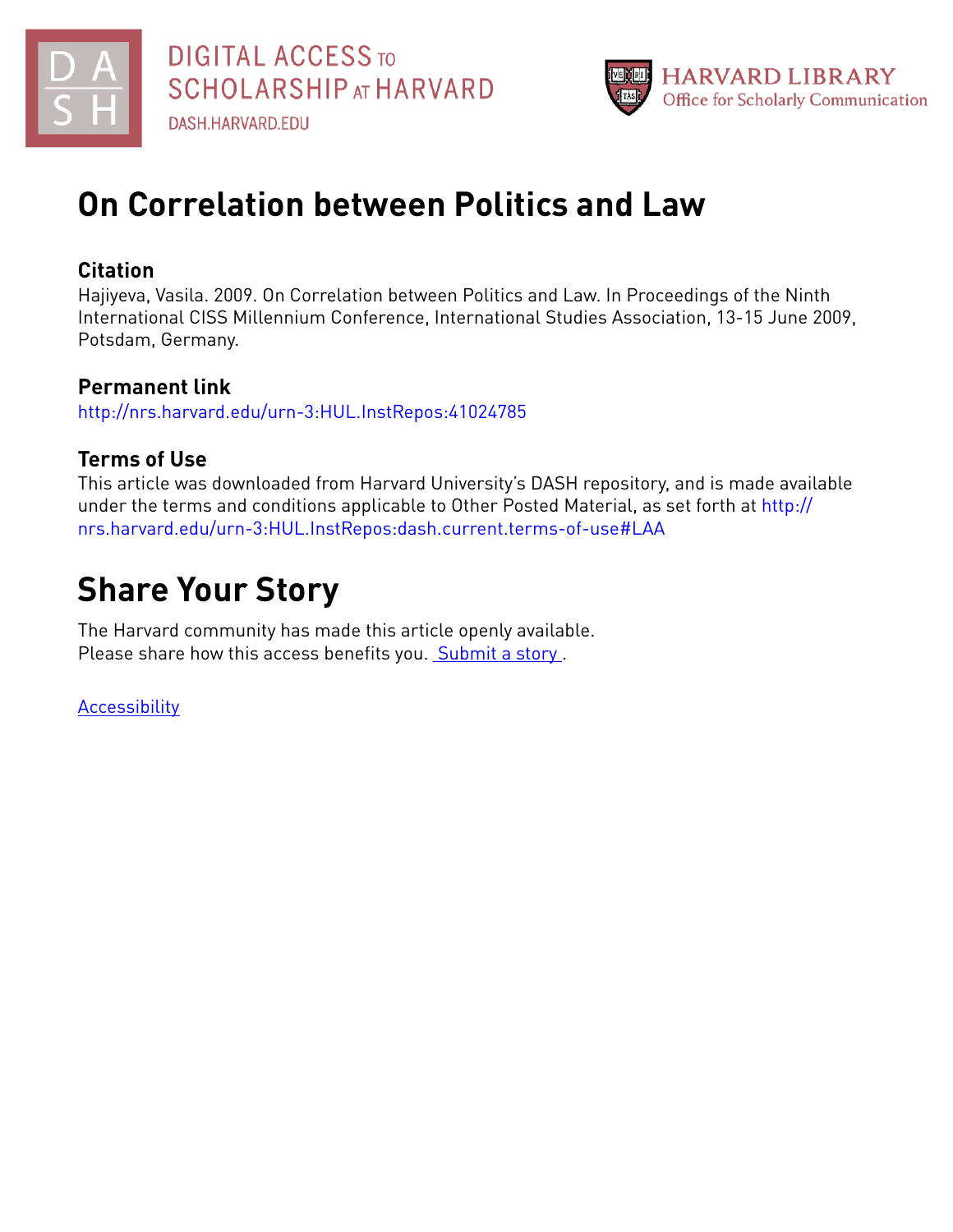DIGITAL ACCESS TO SCHOLARSHIP AT HARVARD

DASH.HARVARD.EDU

HARVARD LIBRARY
Office for Scholarly Communication

# On Correlation between Politics and Law

## Citation

Hajiyeva, Vasila. 2009. On Correlation between Politics and Law. In Proceedings of the Ninth International CISS Millennium Conference, International Studies Association, 13-15 June 2009, Potsdam, Germany.

## Permanent link

http://nrs.harvard.edu/urn-3:HUL.InstRepos:41024785

## Terms of Use

This article was downloaded from Harvard University's DASH repository, and is made available under the terms and conditions applicable to Other Posted Material, as set forth at http://nrs.harvard.edu/urn-3:HUL.InstRepos:dash.current.terms-of-use#LAA

# Share Your Story

The Harvard community has made this article openly available.
Please share how this access benefits you. Submit a story.

Accessibility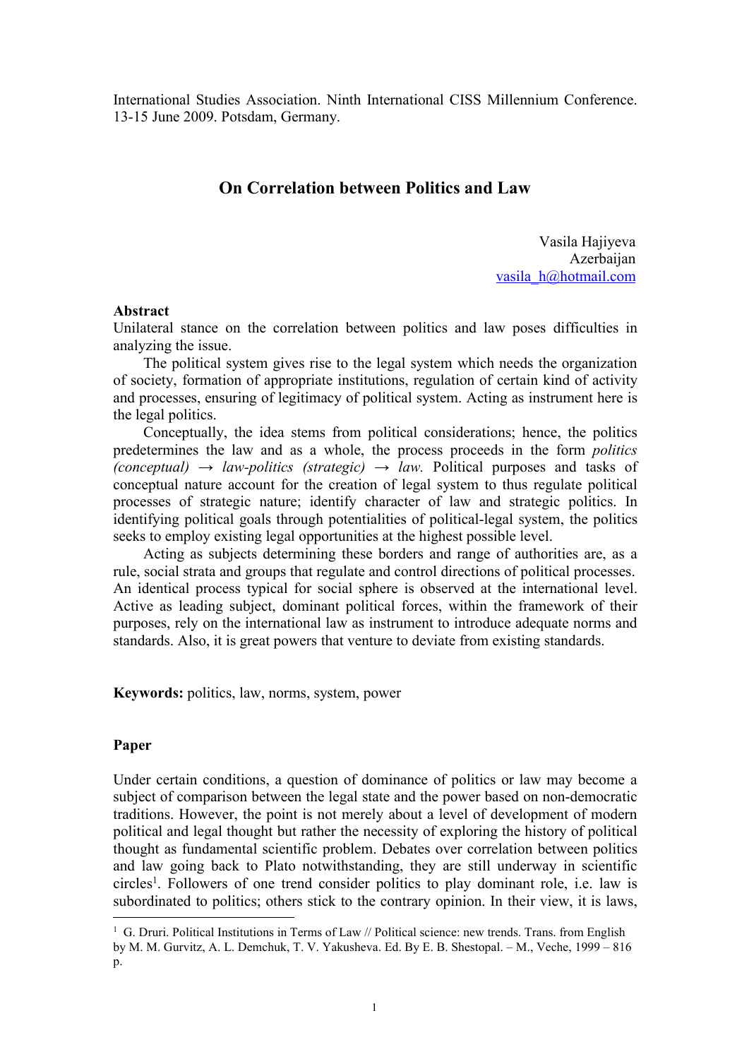International Studies Association. Ninth International CISS Millennium Conference. 13-15 June 2009. Potsdam, Germany.

## On Correlation between Politics and Law

Vasila Hajiyeva
Azerbaijan
vasila_h@hotmail.com

**Abstract**

Unilateral stance on the correlation between politics and law poses difficulties in analyzing the issue.

The political system gives rise to the legal system which needs the organization of society, formation of appropriate institutions, regulation of certain kind of activity and processes, ensuring of legitimacy of political system. Acting as instrument here is the legal politics.

Conceptually, the idea stems from political considerations; hence, the politics predetermines the law and as a whole, the process proceeds in the form *politics (conceptual)* → *law-politics (strategic)* → *law.* Political purposes and tasks of conceptual nature account for the creation of legal system to thus regulate political processes of strategic nature; identify character of law and strategic politics. In identifying political goals through potentialities of political-legal system, the politics seeks to employ existing legal opportunities at the highest possible level.

Acting as subjects determining these borders and range of authorities are, as a rule, social strata and groups that regulate and control directions of political processes. An identical process typical for social sphere is observed at the international level. Active as leading subject, dominant political forces, within the framework of their purposes, rely on the international law as instrument to introduce adequate norms and standards. Also, it is great powers that venture to deviate from existing standards.

**Keywords:** politics, law, norms, system, power

**Paper**

Under certain conditions, a question of dominance of politics or law may become a subject of comparison between the legal state and the power based on non-democratic traditions. However, the point is not merely about a level of development of modern political and legal thought but rather the necessity of exploring the history of political thought as fundamental scientific problem. Debates over correlation between politics and law going back to Plato notwithstanding, they are still underway in scientific circles[1]. Followers of one trend consider politics to play dominant role, i.e. law is subordinated to politics; others stick to the contrary opinion. In their view, it is laws,

[1] G. Druri. Political Institutions in Terms of Law // Political science: new trends. Trans. from English by M. M. Gurvitz, A. L. Demchuk, T. V. Yakusheva. Ed. By E. B. Shestopal. – M., Veche, 1999 – 816 p.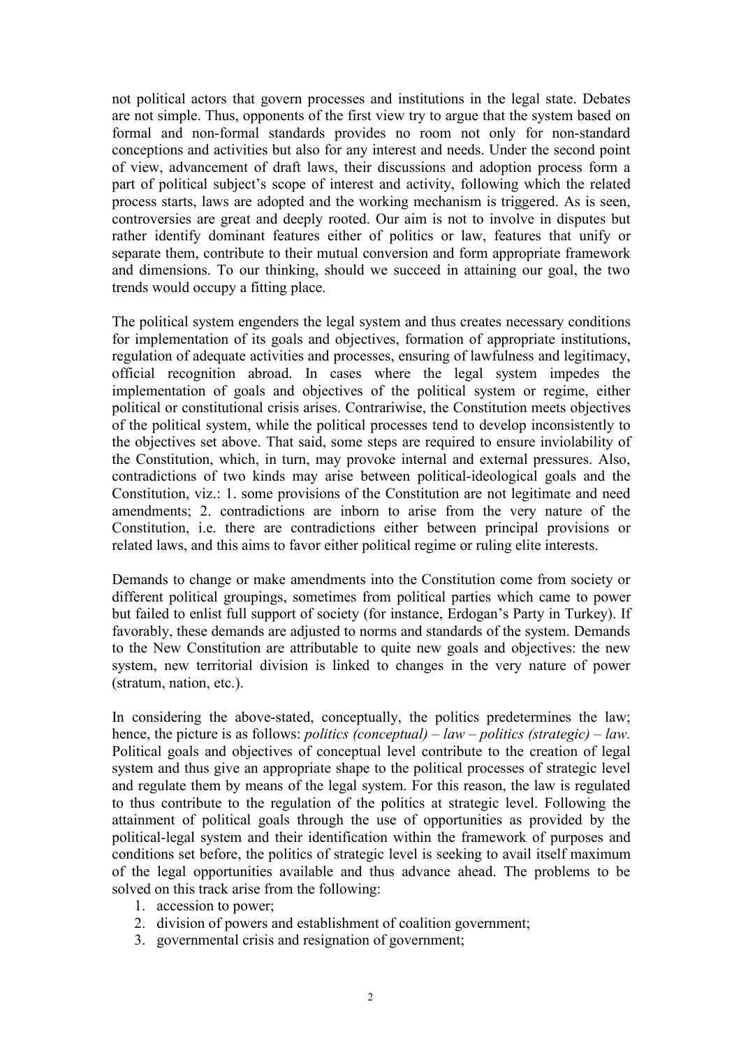not political actors that govern processes and institutions in the legal state. Debates are not simple. Thus, opponents of the first view try to argue that the system based on formal and non-formal standards provides no room not only for non-standard conceptions and activities but also for any interest and needs. Under the second point of view, advancement of draft laws, their discussions and adoption process form a part of political subject's scope of interest and activity, following which the related process starts, laws are adopted and the working mechanism is triggered. As is seen, controversies are great and deeply rooted. Our aim is not to involve in disputes but rather identify dominant features either of politics or law, features that unify or separate them, contribute to their mutual conversion and form appropriate framework and dimensions. To our thinking, should we succeed in attaining our goal, the two trends would occupy a fitting place.

The political system engenders the legal system and thus creates necessary conditions for implementation of its goals and objectives, formation of appropriate institutions, regulation of adequate activities and processes, ensuring of lawfulness and legitimacy, official recognition abroad. In cases where the legal system impedes the implementation of goals and objectives of the political system or regime, either political or constitutional crisis arises. Contrariwise, the Constitution meets objectives of the political system, while the political processes tend to develop inconsistently to the objectives set above. That said, some steps are required to ensure inviolability of the Constitution, which, in turn, may provoke internal and external pressures. Also, contradictions of two kinds may arise between political-ideological goals and the Constitution, viz.: 1. some provisions of the Constitution are not legitimate and need amendments; 2. contradictions are inborn to arise from the very nature of the Constitution, i.e. there are contradictions either between principal provisions or related laws, and this aims to favor either political regime or ruling elite interests.

Demands to change or make amendments into the Constitution come from society or different political groupings, sometimes from political parties which came to power but failed to enlist full support of society (for instance, Erdogan's Party in Turkey). If favorably, these demands are adjusted to norms and standards of the system. Demands to the New Constitution are attributable to quite new goals and objectives: the new system, new territorial division is linked to changes in the very nature of power (stratum, nation, etc.).

In considering the above-stated, conceptually, the politics predetermines the law; hence, the picture is as follows: *politics (conceptual) – law – politics (strategic) – law.* Political goals and objectives of conceptual level contribute to the creation of legal system and thus give an appropriate shape to the political processes of strategic level and regulate them by means of the legal system. For this reason, the law is regulated to thus contribute to the regulation of the politics at strategic level. Following the attainment of political goals through the use of opportunities as provided by the political-legal system and their identification within the framework of purposes and conditions set before, the politics of strategic level is seeking to avail itself maximum of the legal opportunities available and thus advance ahead. The problems to be solved on this track arise from the following:

1. accession to power;
2. division of powers and establishment of coalition government;
3. governmental crisis and resignation of government;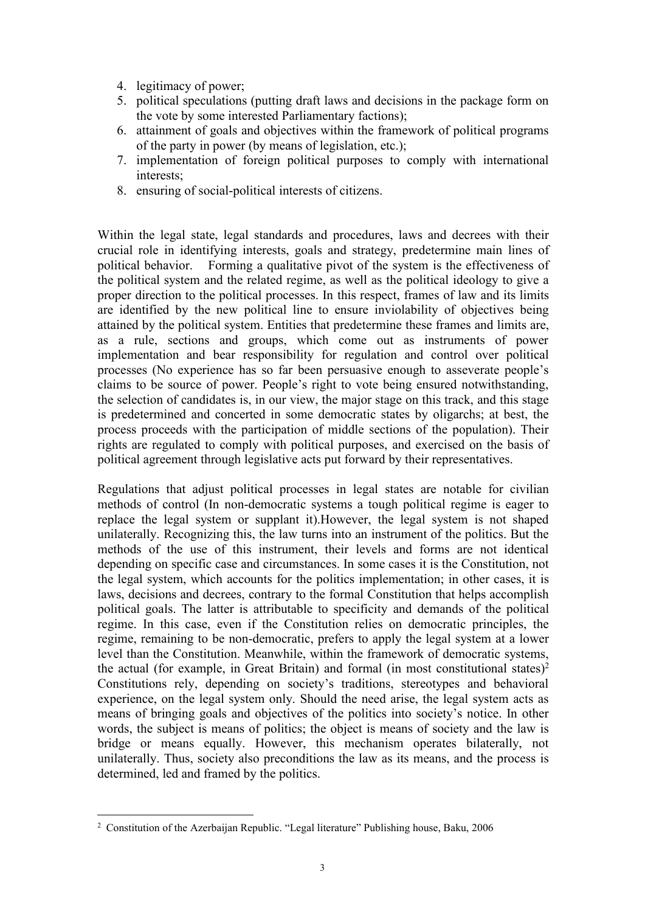4. legitimacy of power;
5. political speculations (putting draft laws and decisions in the package form on the vote by some interested Parliamentary factions);
6. attainment of goals and objectives within the framework of political programs of the party in power (by means of legislation, etc.);
7. implementation of foreign political purposes to comply with international interests;
8. ensuring of social-political interests of citizens.

Within the legal state, legal standards and procedures, laws and decrees with their crucial role in identifying interests, goals and strategy, predetermine main lines of political behavior. Forming a qualitative pivot of the system is the effectiveness of the political system and the related regime, as well as the political ideology to give a proper direction to the political processes. In this respect, frames of law and its limits are identified by the new political line to ensure inviolability of objectives being attained by the political system. Entities that predetermine these frames and limits are, as a rule, sections and groups, which come out as instruments of power implementation and bear responsibility for regulation and control over political processes (No experience has so far been persuasive enough to asseverate people's claims to be source of power. People's right to vote being ensured notwithstanding, the selection of candidates is, in our view, the major stage on this track, and this stage is predetermined and concerted in some democratic states by oligarchs; at best, the process proceeds with the participation of middle sections of the population). Their rights are regulated to comply with political purposes, and exercised on the basis of political agreement through legislative acts put forward by their representatives.

Regulations that adjust political processes in legal states are notable for civilian methods of control (In non-democratic systems a tough political regime is eager to replace the legal system or supplant it).However, the legal system is not shaped unilaterally. Recognizing this, the law turns into an instrument of the politics. But the methods of the use of this instrument, their levels and forms are not identical depending on specific case and circumstances. In some cases it is the Constitution, not the legal system, which accounts for the politics implementation; in other cases, it is laws, decisions and decrees, contrary to the formal Constitution that helps accomplish political goals. The latter is attributable to specificity and demands of the political regime. In this case, even if the Constitution relies on democratic principles, the regime, remaining to be non-democratic, prefers to apply the legal system at a lower level than the Constitution. Meanwhile, within the framework of democratic systems, the actual (for example, in Great Britain) and formal (in most constitutional states)[2] Constitutions rely, depending on society's traditions, stereotypes and behavioral experience, on the legal system only. Should the need arise, the legal system acts as means of bringing goals and objectives of the politics into society's notice. In other words, the subject is means of politics; the object is means of society and the law is bridge or means equally. However, this mechanism operates bilaterally, not unilaterally. Thus, society also preconditions the law as its means, and the process is determined, led and framed by the politics.

---

[2] Constitution of the Azerbaijan Republic. "Legal literature" Publishing house, Baku, 2006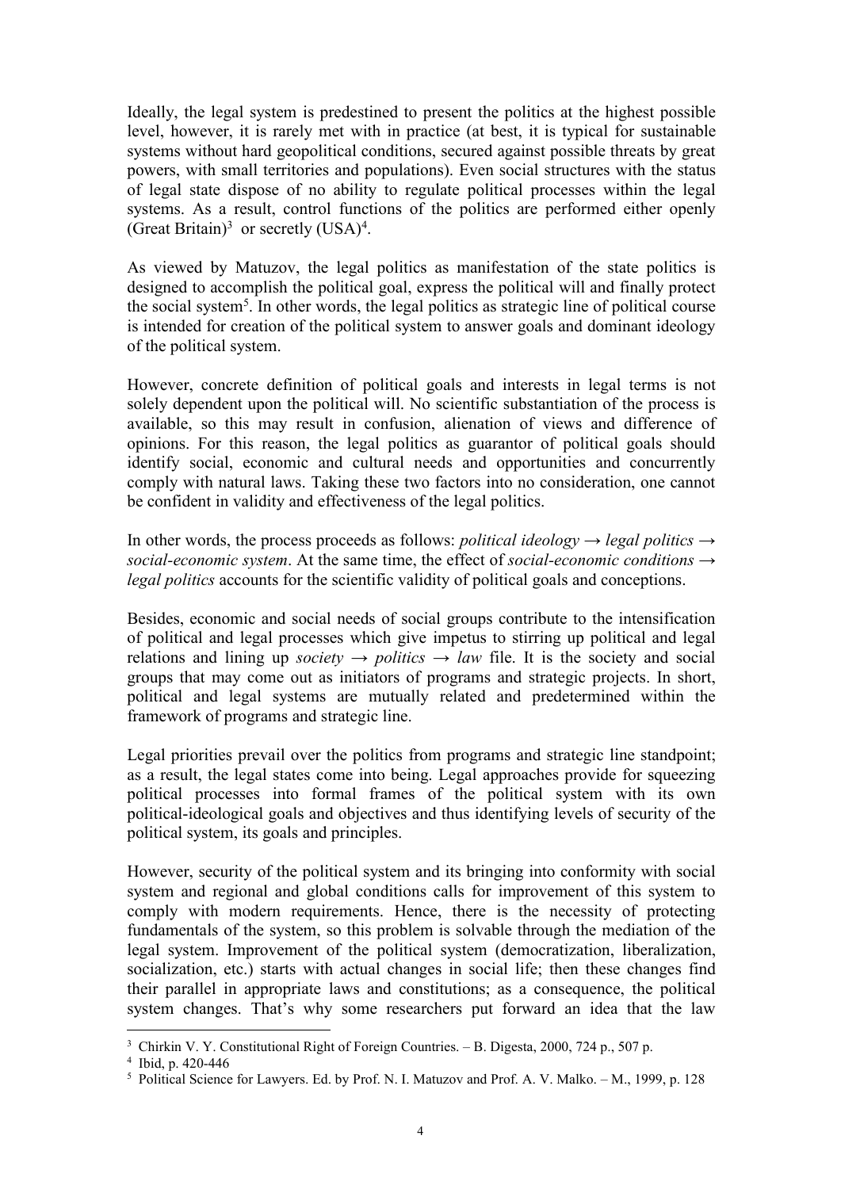Ideally, the legal system is predestined to present the politics at the highest possible level, however, it is rarely met with in practice (at best, it is typical for sustainable systems without hard geopolitical conditions, secured against possible threats by great powers, with small territories and populations). Even social structures with the status of legal state dispose of no ability to regulate political processes within the legal systems. As a result, control functions of the politics are performed either openly (Great Britain)[3] or secretly (USA)[4].

As viewed by Matuzov, the legal politics as manifestation of the state politics is designed to accomplish the political goal, express the political will and finally protect the social system[5]. In other words, the legal politics as strategic line of political course is intended for creation of the political system to answer goals and dominant ideology of the political system.

However, concrete definition of political goals and interests in legal terms is not solely dependent upon the political will. No scientific substantiation of the process is available, so this may result in confusion, alienation of views and difference of opinions. For this reason, the legal politics as guarantor of political goals should identify social, economic and cultural needs and opportunities and concurrently comply with natural laws. Taking these two factors into no consideration, one cannot be confident in validity and effectiveness of the legal politics.

In other words, the process proceeds as follows: *political ideology → legal politics → social-economic system*. At the same time, the effect of *social-economic conditions → legal politics* accounts for the scientific validity of political goals and conceptions.

Besides, economic and social needs of social groups contribute to the intensification of political and legal processes which give impetus to stirring up political and legal relations and lining up *society → politics → law* file. It is the society and social groups that may come out as initiators of programs and strategic projects. In short, political and legal systems are mutually related and predetermined within the framework of programs and strategic line.

Legal priorities prevail over the politics from programs and strategic line standpoint; as a result, the legal states come into being. Legal approaches provide for squeezing political processes into formal frames of the political system with its own political-ideological goals and objectives and thus identifying levels of security of the political system, its goals and principles.

However, security of the political system and its bringing into conformity with social system and regional and global conditions calls for improvement of this system to comply with modern requirements. Hence, there is the necessity of protecting fundamentals of the system, so this problem is solvable through the mediation of the legal system. Improvement of the political system (democratization, liberalization, socialization, etc.) starts with actual changes in social life; then these changes find their parallel in appropriate laws and constitutions; as a consequence, the political system changes. That's why some researchers put forward an idea that the law

---

[3] Chirkin V. Y. Constitutional Right of Foreign Countries. – B. Digesta, 2000, 724 p., 507 p.

[4] Ibid, p. 420-446

[5] Political Science for Lawyers. Ed. by Prof. N. I. Matuzov and Prof. A. V. Malko. – M., 1999, p. 128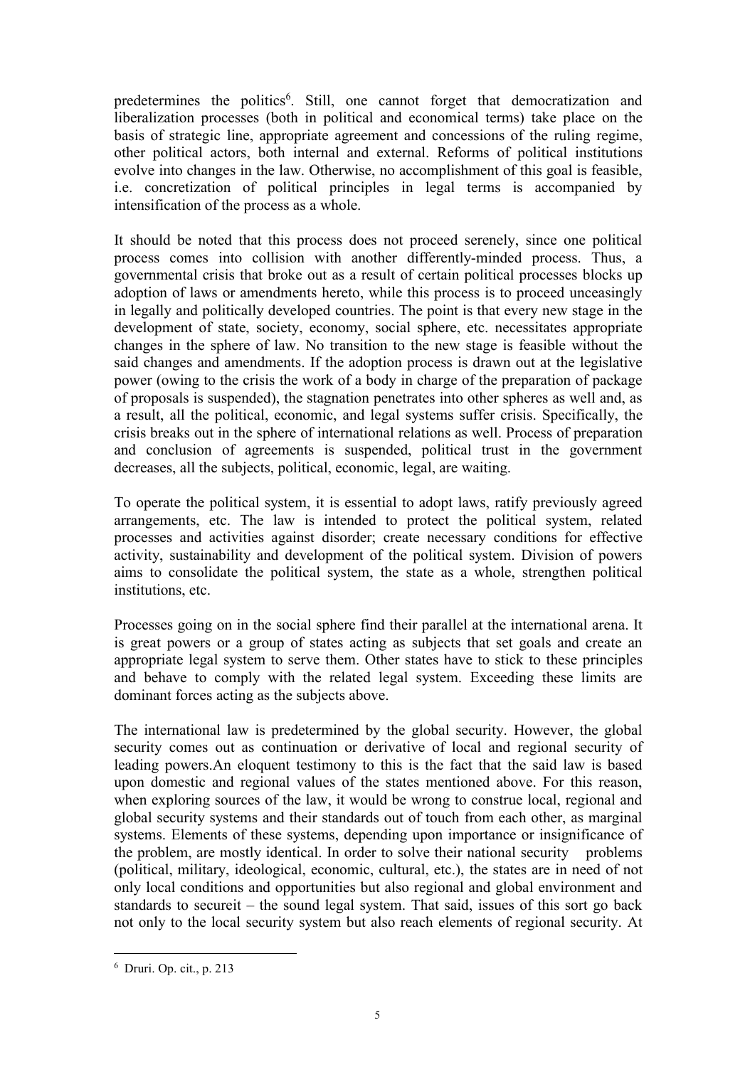predetermines the politics[6]. Still, one cannot forget that democratization and liberalization processes (both in political and economical terms) take place on the basis of strategic line, appropriate agreement and concessions of the ruling regime, other political actors, both internal and external. Reforms of political institutions evolve into changes in the law. Otherwise, no accomplishment of this goal is feasible, i.e. concretization of political principles in legal terms is accompanied by intensification of the process as a whole.

It should be noted that this process does not proceed serenely, since one political process comes into collision with another differently-minded process. Thus, a governmental crisis that broke out as a result of certain political processes blocks up adoption of laws or amendments hereto, while this process is to proceed unceasingly in legally and politically developed countries. The point is that every new stage in the development of state, society, economy, social sphere, etc. necessitates appropriate changes in the sphere of law. No transition to the new stage is feasible without the said changes and amendments. If the adoption process is drawn out at the legislative power (owing to the crisis the work of a body in charge of the preparation of package of proposals is suspended), the stagnation penetrates into other spheres as well and, as a result, all the political, economic, and legal systems suffer crisis. Specifically, the crisis breaks out in the sphere of international relations as well. Process of preparation and conclusion of agreements is suspended, political trust in the government decreases, all the subjects, political, economic, legal, are waiting.

To operate the political system, it is essential to adopt laws, ratify previously agreed arrangements, etc. The law is intended to protect the political system, related processes and activities against disorder; create necessary conditions for effective activity, sustainability and development of the political system. Division of powers aims to consolidate the political system, the state as a whole, strengthen political institutions, etc.

Processes going on in the social sphere find their parallel at the international arena. It is great powers or a group of states acting as subjects that set goals and create an appropriate legal system to serve them. Other states have to stick to these principles and behave to comply with the related legal system. Exceeding these limits are dominant forces acting as the subjects above.

The international law is predetermined by the global security. However, the global security comes out as continuation or derivative of local and regional security of leading powers.An eloquent testimony to this is the fact that the said law is based upon domestic and regional values of the states mentioned above. For this reason, when exploring sources of the law, it would be wrong to construe local, regional and global security systems and their standards out of touch from each other, as marginal systems. Elements of these systems, depending upon importance or insignificance of the problem, are mostly identical. In order to solve their national security problems (political, military, ideological, economic, cultural, etc.), the states are in need of not only local conditions and opportunities but also regional and global environment and standards to secureit – the sound legal system. That said, issues of this sort go back not only to the local security system but also reach elements of regional security. At

---

[6] Druri. Op. cit., p. 213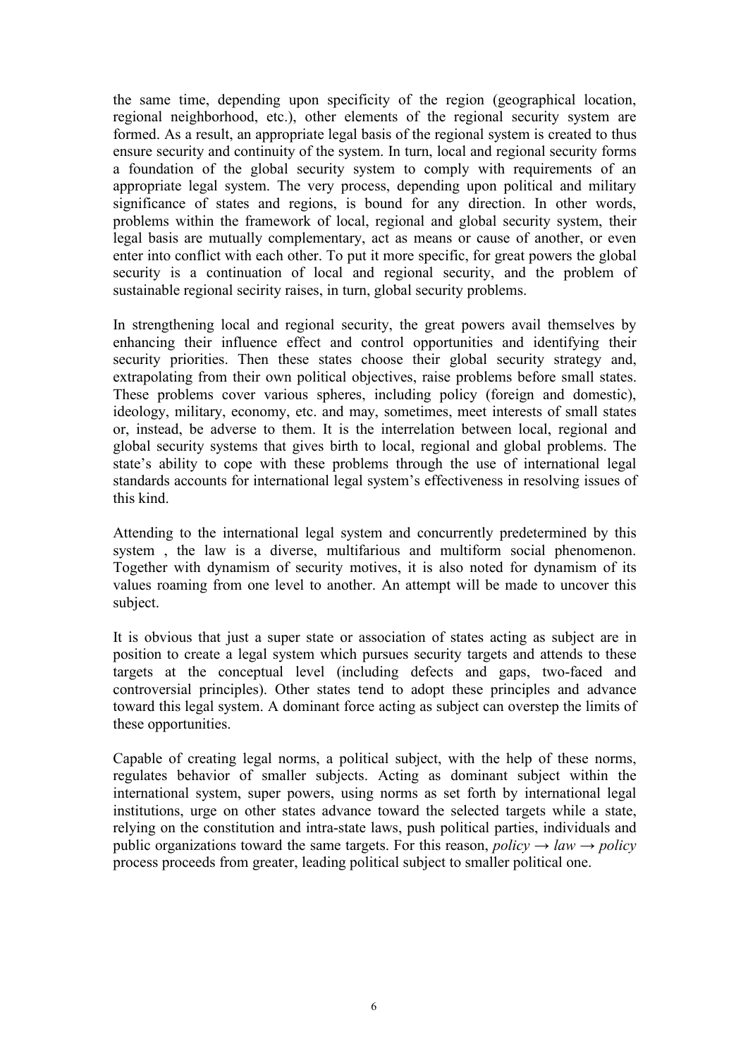the same time, depending upon specificity of the region (geographical location, regional neighborhood, etc.), other elements of the regional security system are formed. As a result, an appropriate legal basis of the regional system is created to thus ensure security and continuity of the system. In turn, local and regional security forms a foundation of the global security system to comply with requirements of an appropriate legal system. The very process, depending upon political and military significance of states and regions, is bound for any direction. In other words, problems within the framework of local, regional and global security system, their legal basis are mutually complementary, act as means or cause of another, or even enter into conflict with each other. To put it more specific, for great powers the global security is a continuation of local and regional security, and the problem of sustainable regional secirity raises, in turn, global security problems.

In strengthening local and regional security, the great powers avail themselves by enhancing their influence effect and control opportunities and identifying their security priorities. Then these states choose their global security strategy and, extrapolating from their own political objectives, raise problems before small states. These problems cover various spheres, including policy (foreign and domestic), ideology, military, economy, etc. and may, sometimes, meet interests of small states or, instead, be adverse to them. It is the interrelation between local, regional and global security systems that gives birth to local, regional and global problems. The state's ability to cope with these problems through the use of international legal standards accounts for international legal system's effectiveness in resolving issues of this kind.

Attending to the international legal system and concurrently predetermined by this system , the law is a diverse, multifarious and multiform social phenomenon. Together with dynamism of security motives, it is also noted for dynamism of its values roaming from one level to another. An attempt will be made to uncover this subject.

It is obvious that just a super state or association of states acting as subject are in position to create a legal system which pursues security targets and attends to these targets at the conceptual level (including defects and gaps, two-faced and controversial principles). Other states tend to adopt these principles and advance toward this legal system. A dominant force acting as subject can overstep the limits of these opportunities.

Capable of creating legal norms, a political subject, with the help of these norms, regulates behavior of smaller subjects. Acting as dominant subject within the international system, super powers, using norms as set forth by international legal institutions, urge on other states advance toward the selected targets while a state, relying on the constitution and intra-state laws, push political parties, individuals and public organizations toward the same targets. For this reason, *policy → law → policy* process proceeds from greater, leading political subject to smaller political one.